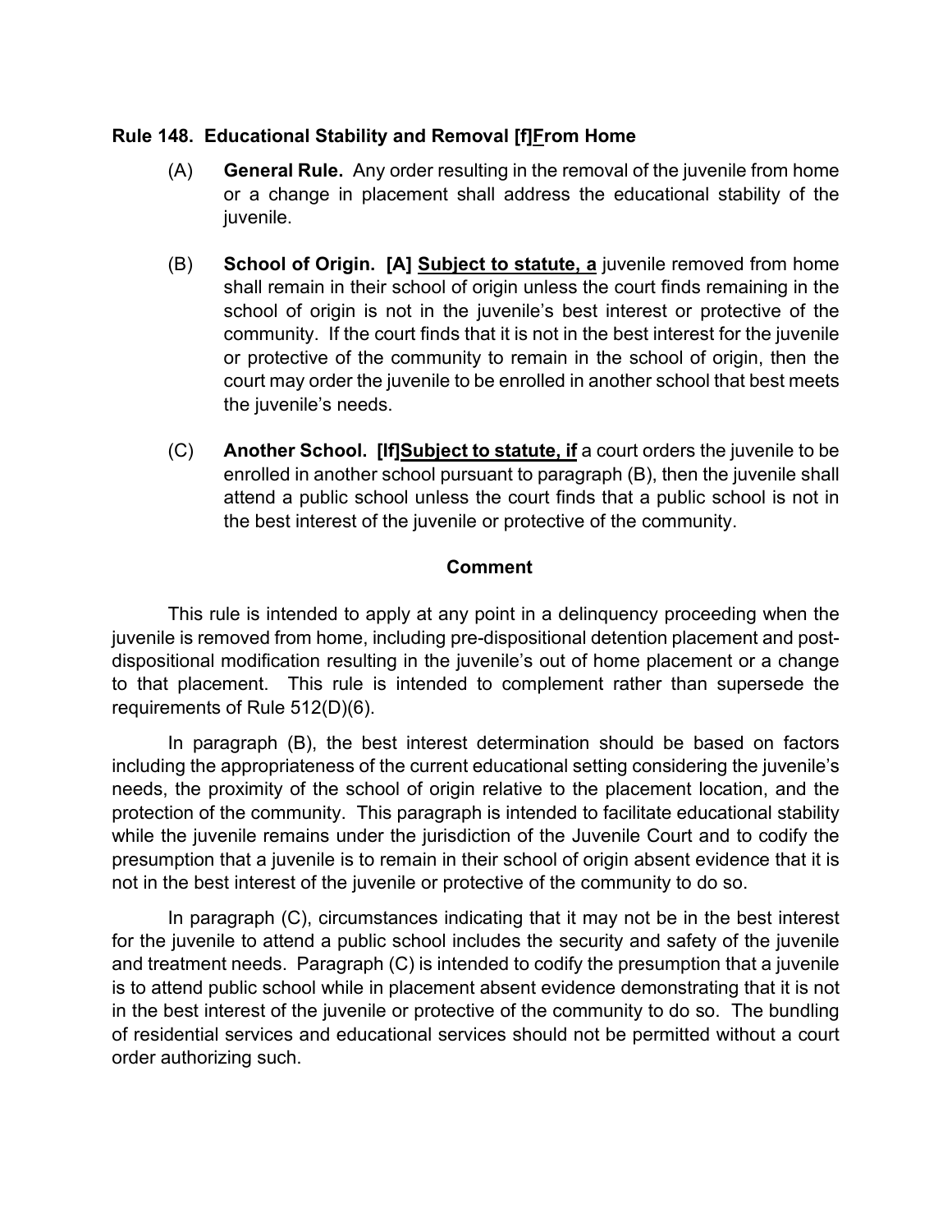**Rule 148. Educational Stability and Removal [f]<u>F</u>rom Home**

(A) **General Rule.** Any order resulting in the removal of the juvenile from home or a change in placement shall address the educational stability of the juvenile.

(B) **School of Origin. [A] <u>Subject to statute, a</u>** juvenile removed from home shall remain in their school of origin unless the court finds remaining in the school of origin is not in the juvenile's best interest or protective of the community. If the court finds that it is not in the best interest for the juvenile or protective of the community to remain in the school of origin, then the court may order the juvenile to be enrolled in another school that best meets the juvenile's needs.

(C) **Another School. [If]<u>Subject to statute, if</u>** a court orders the juvenile to be enrolled in another school pursuant to paragraph (B), then the juvenile shall attend a public school unless the court finds that a public school is not in the best interest of the juvenile or protective of the community.

**Comment**

This rule is intended to apply at any point in a delinquency proceeding when the juvenile is removed from home, including pre-dispositional detention placement and post-dispositional modification resulting in the juvenile's out of home placement or a change to that placement. This rule is intended to complement rather than supersede the requirements of Rule 512(D)(6).

In paragraph (B), the best interest determination should be based on factors including the appropriateness of the current educational setting considering the juvenile's needs, the proximity of the school of origin relative to the placement location, and the protection of the community. This paragraph is intended to facilitate educational stability while the juvenile remains under the jurisdiction of the Juvenile Court and to codify the presumption that a juvenile is to remain in their school of origin absent evidence that it is not in the best interest of the juvenile or protective of the community to do so.

In paragraph (C), circumstances indicating that it may not be in the best interest for the juvenile to attend a public school includes the security and safety of the juvenile and treatment needs. Paragraph (C) is intended to codify the presumption that a juvenile is to attend public school while in placement absent evidence demonstrating that it is not in the best interest of the juvenile or protective of the community to do so. The bundling of residential services and educational services should not be permitted without a court order authorizing such.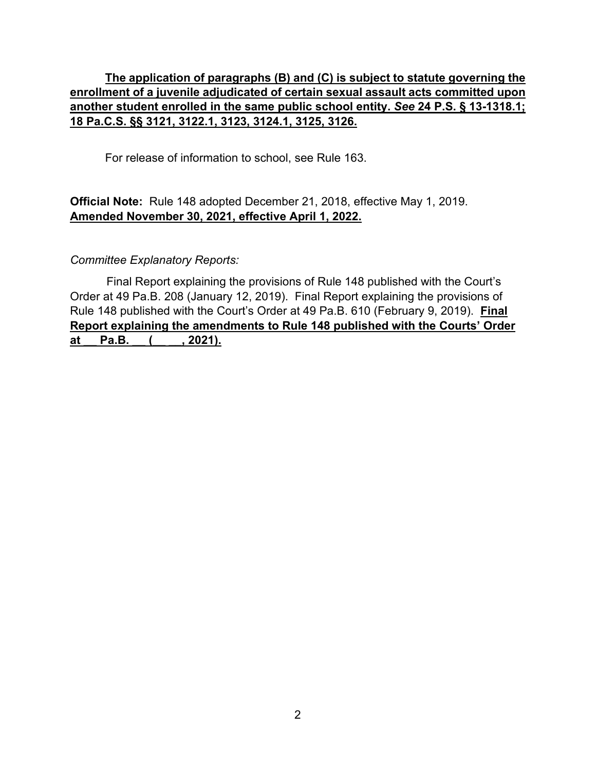**The application of paragraphs (B) and (C) is subject to statute governing the enrollment of a juvenile adjudicated of certain sexual assault acts committed upon another student enrolled in the same public school entity. *See* 24 P.S. § 13-1318.1; 18 Pa.C.S. §§ 3121, 3122.1, 3123, 3124.1, 3125, 3126.**

For release of information to school, see Rule 163.

**Official Note:** Rule 148 adopted December 21, 2018, effective May 1, 2019. **Amended November 30, 2021, effective April 1, 2022.**

*Committee Explanatory Reports:*

Final Report explaining the provisions of Rule 148 published with the Court's Order at 49 Pa.B. 208 (January 12, 2019). Final Report explaining the provisions of Rule 148 published with the Court's Order at 49 Pa.B. 610 (February 9, 2019). **Final Report explaining the amendments to Rule 148 published with the Courts' Order at __ Pa.B. __ (__ __, 2021).**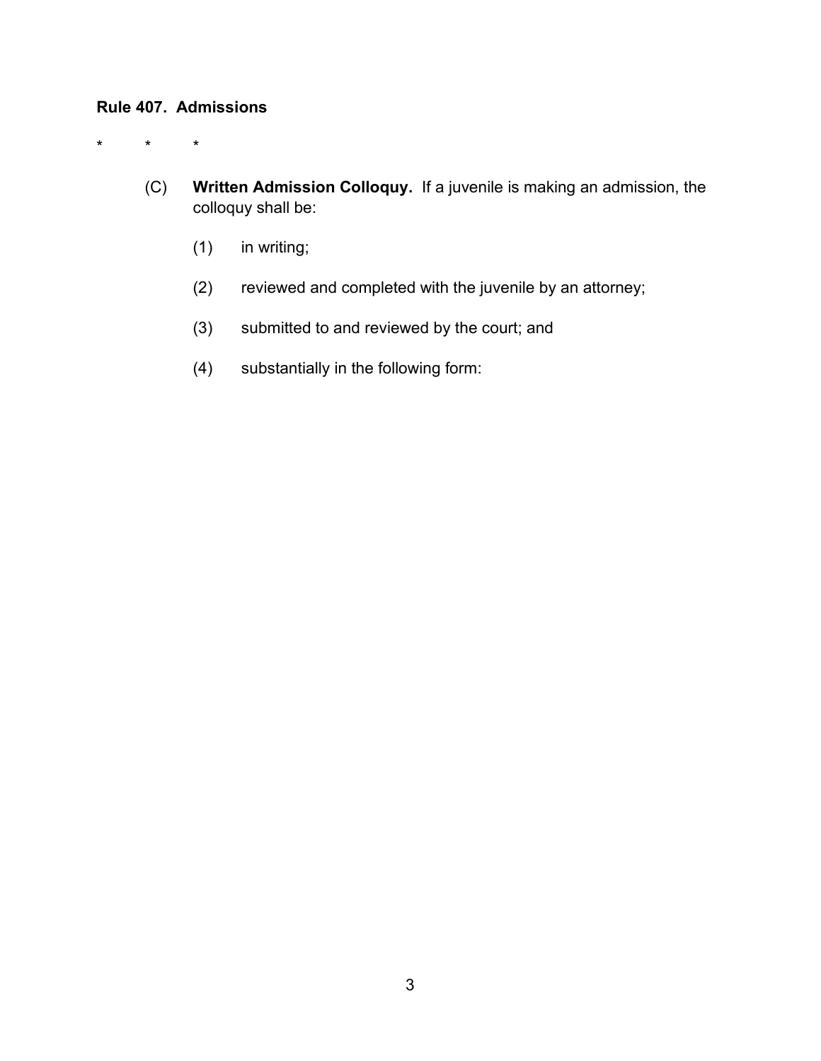**Rule 407. Admissions**

\* \* \*

(C) **Written Admission Colloquy.** If a juvenile is making an admission, the colloquy shall be:

(1) in writing;

(2) reviewed and completed with the juvenile by an attorney;

(3) submitted to and reviewed by the court; and

(4) substantially in the following form: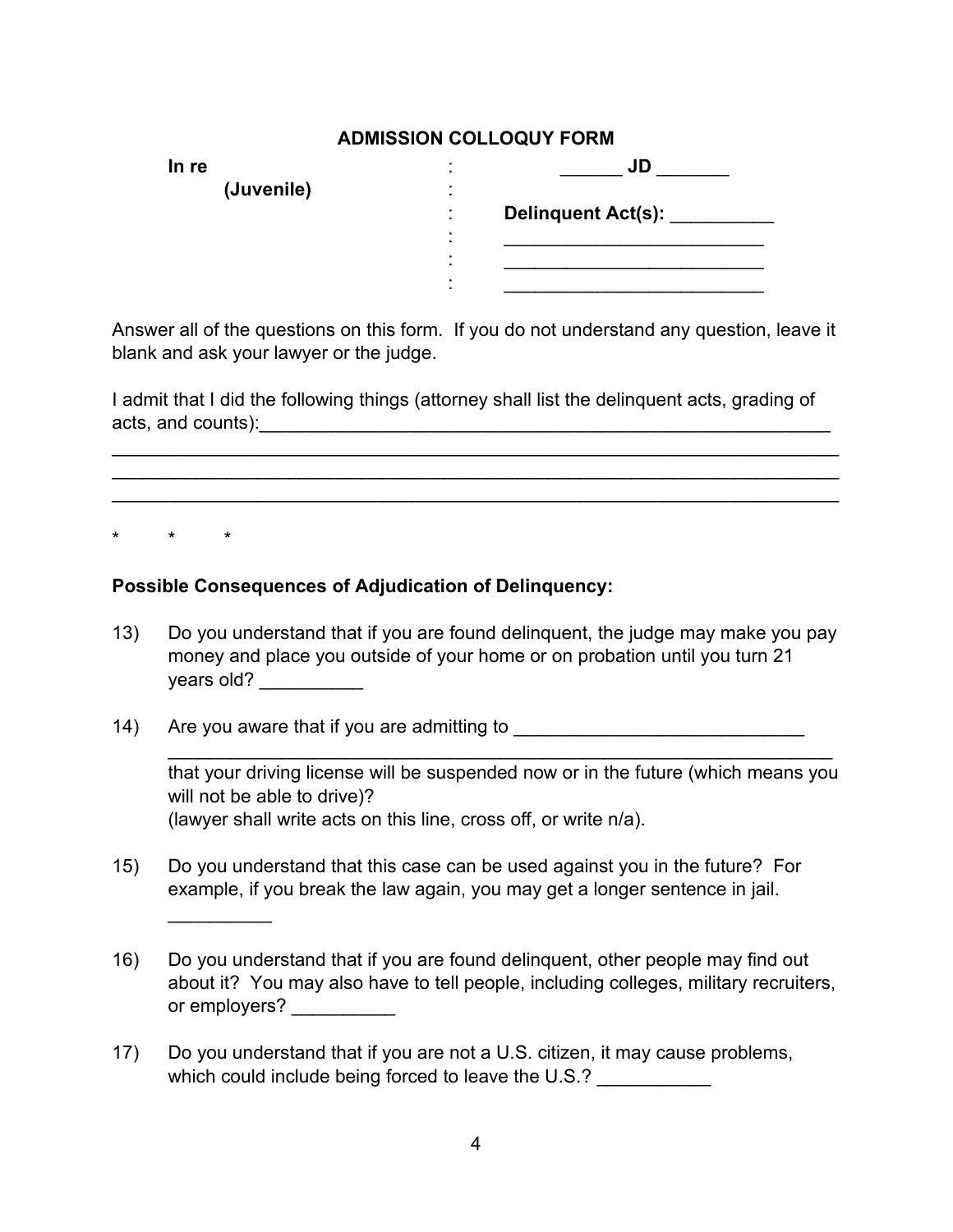**ADMISSION COLLOQUY FORM**

| | | |
|---|---|---|
| **In re** | : | ______ **JD** _______ |
| **(Juvenile)** | : | |
| | : | **Delinquent Act(s):** __________ |
| | : | _________________________ |
| | : | _________________________ |
| | : | _________________________ |

Answer all of the questions on this form. If you do not understand any question, leave it blank and ask your lawyer or the judge.

I admit that I did the following things (attorney shall list the delinquent acts, grading of acts, and counts):__________________________________________________________
______________________________________________________________________
______________________________________________________________________
______________________________________________________________________

\* \* \*

**Possible Consequences of Adjudication of Delinquency:**

13) Do you understand that if you are found delinquent, the judge may make you pay money and place you outside of your home or on probation until you turn 21 years old? __________

14) Are you aware that if you are admitting to ____________________________
_________________________________________________________________
that your driving license will be suspended now or in the future (which means you will not be able to drive)?
(lawyer shall write acts on this line, cross off, or write n/a).

15) Do you understand that this case can be used against you in the future? For example, if you break the law again, you may get a longer sentence in jail.
__________

16) Do you understand that if you are found delinquent, other people may find out about it? You may also have to tell people, including colleges, military recruiters, or employers? __________

17) Do you understand that if you are not a U.S. citizen, it may cause problems, which could include being forced to leave the U.S.? ___________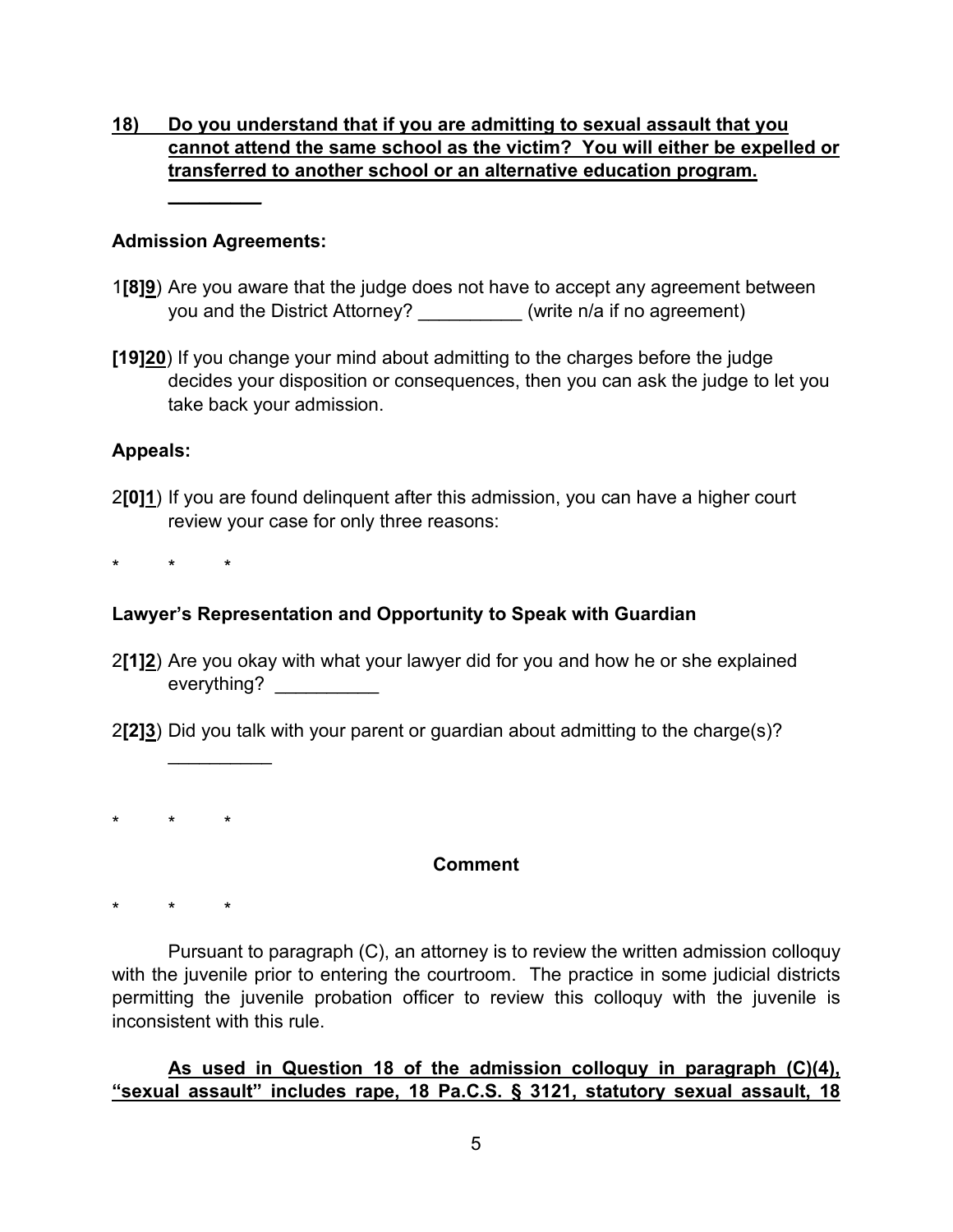**18) Do you understand that if you are admitting to sexual assault that you cannot attend the same school as the victim? You will either be expelled or transferred to another school or an alternative education program.**

**_________**

**Admission Agreements:**

1**[8]**__**9**__) Are you aware that the judge does not have to accept any agreement between you and the District Attorney? __________ (write n/a if no agreement)

**[19]**__**20**__) If you change your mind about admitting to the charges before the judge decides your disposition or consequences, then you can ask the judge to let you take back your admission.

**Appeals:**

2**[0]**__**1**__) If you are found delinquent after this admission, you can have a higher court review your case for only three reasons:

\* \* \*

**Lawyer's Representation and Opportunity to Speak with Guardian**

2**[1]**__**2**__) Are you okay with what your lawyer did for you and how he or she explained everything? __________

2**[2]**__**3**__) Did you talk with your parent or guardian about admitting to the charge(s)? __________

\* \* \*

**Comment**

\* \* \*

Pursuant to paragraph (C), an attorney is to review the written admission colloquy with the juvenile prior to entering the courtroom. The practice in some judicial districts permitting the juvenile probation officer to review this colloquy with the juvenile is inconsistent with this rule.

**As used in Question 18 of the admission colloquy in paragraph (C)(4), "sexual assault" includes rape, 18 Pa.C.S. § 3121, statutory sexual assault, 18**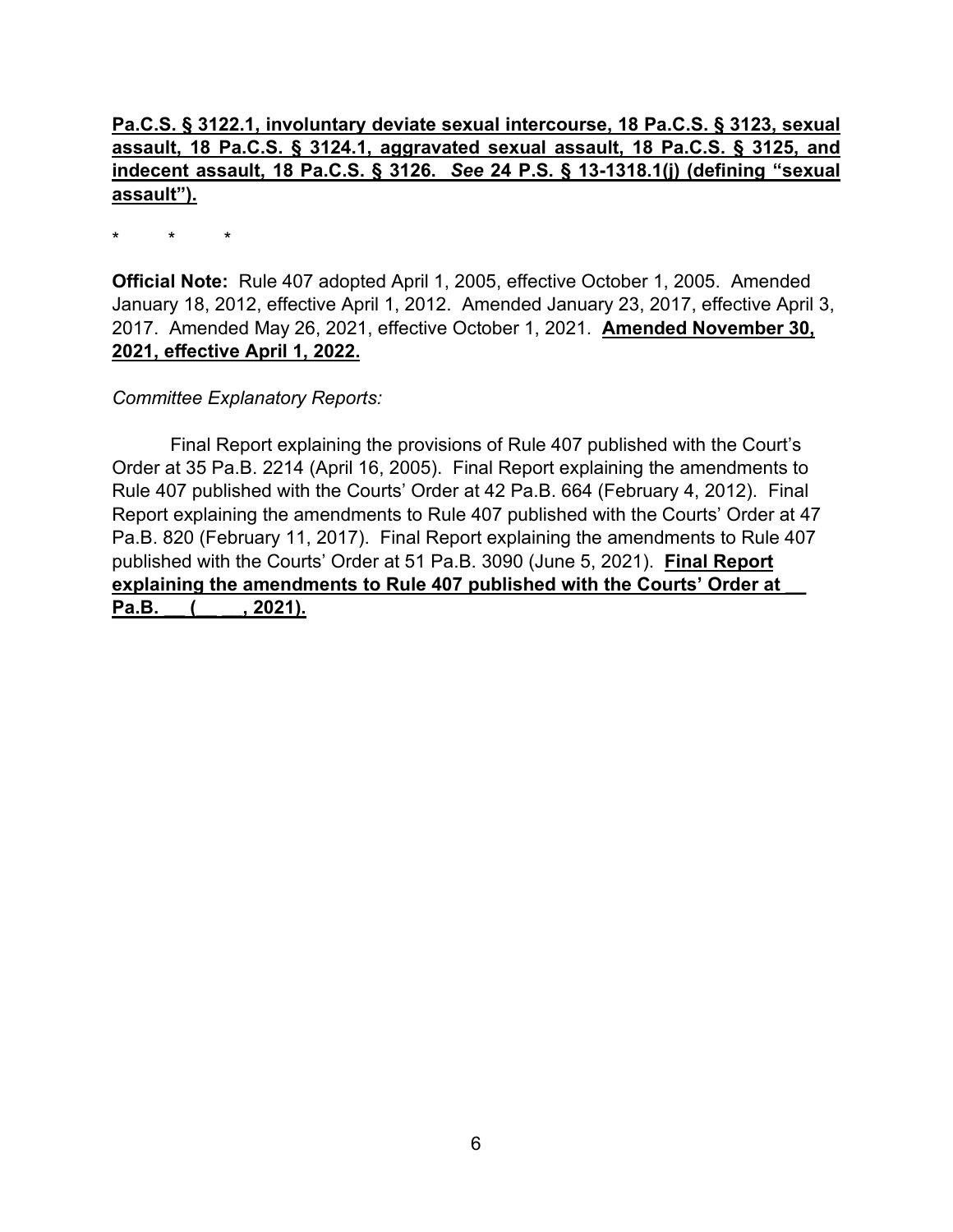**Pa.C.S. § 3122.1, involuntary deviate sexual intercourse, 18 Pa.C.S. § 3123, sexual assault, 18 Pa.C.S. § 3124.1, aggravated sexual assault, 18 Pa.C.S. § 3125, and indecent assault, 18 Pa.C.S. § 3126. *See* 24 P.S. § 13-1318.1(j) (defining "sexual assault").**

\* \* \*

**Official Note:** Rule 407 adopted April 1, 2005, effective October 1, 2005. Amended January 18, 2012, effective April 1, 2012. Amended January 23, 2017, effective April 3, 2017. Amended May 26, 2021, effective October 1, 2021. **Amended November 30, 2021, effective April 1, 2022.**

*Committee Explanatory Reports:*

Final Report explaining the provisions of Rule 407 published with the Court's Order at 35 Pa.B. 2214 (April 16, 2005). Final Report explaining the amendments to Rule 407 published with the Courts' Order at 42 Pa.B. 664 (February 4, 2012). Final Report explaining the amendments to Rule 407 published with the Courts' Order at 47 Pa.B. 820 (February 11, 2017). Final Report explaining the amendments to Rule 407 published with the Courts' Order at 51 Pa.B. 3090 (June 5, 2021). **Final Report explaining the amendments to Rule 407 published with the Courts' Order at \_\_ Pa.B. \_\_ (\_\_ \_\_, 2021).**